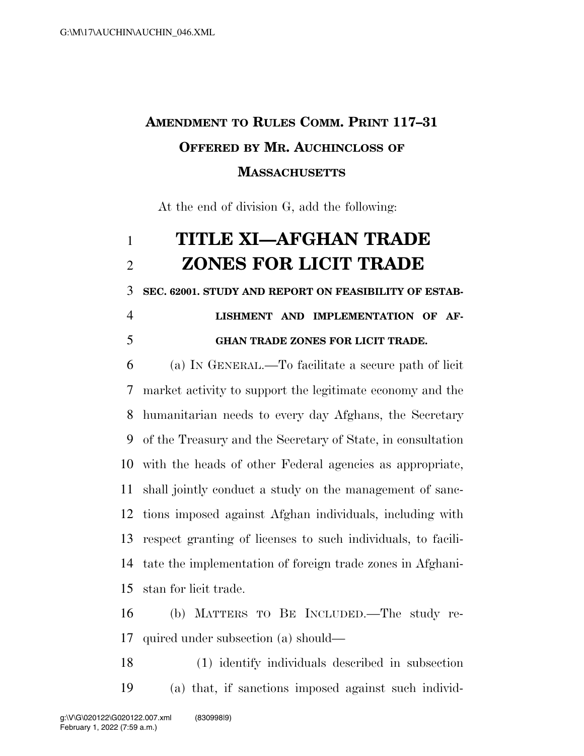**AMENDMENT TO RULES COMM. PRINT 117–31**
**OFFERED BY MR. AUCHINCLOSS OF MASSACHUSETTS**

At the end of division G, add the following:

# TITLE XI—AFGHAN TRADE ZONES FOR LICIT TRADE

### SEC. 62001. STUDY AND REPORT ON FEASIBILITY OF ESTABLISHMENT AND IMPLEMENTATION OF AFGHAN TRADE ZONES FOR LICIT TRADE.

(a) IN GENERAL.—To facilitate a secure path of licit market activity to support the legitimate economy and the humanitarian needs to every day Afghans, the Secretary of the Treasury and the Secretary of State, in consultation with the heads of other Federal agencies as appropriate, shall jointly conduct a study on the management of sanctions imposed against Afghan individuals, including with respect granting of licenses to such individuals, to facilitate the implementation of foreign trade zones in Afghanistan for licit trade.

(b) MATTERS TO BE INCLUDED.—The study required under subsection (a) should—

(1) identify individuals described in subsection (a) that, if sanctions imposed against such individ-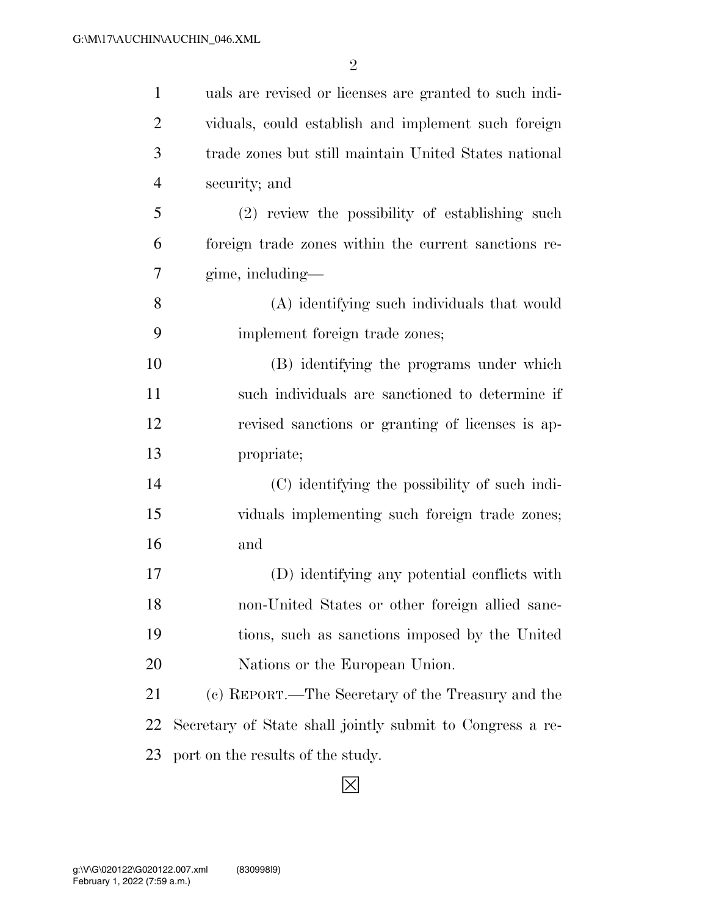uals are revised or licenses are granted to such individuals, could establish and implement such foreign trade zones but still maintain United States national security; and

(2) review the possibility of establishing such foreign trade zones within the current sanctions regime, including—

(A) identifying such individuals that would implement foreign trade zones;

(B) identifying the programs under which such individuals are sanctioned to determine if revised sanctions or granting of licenses is appropriate;

(C) identifying the possibility of such individuals implementing such foreign trade zones; and

(D) identifying any potential conflicts with non-United States or other foreign allied sanctions, such as sanctions imposed by the United Nations or the European Union.

(c) REPORT.—The Secretary of the Treasury and the Secretary of State shall jointly submit to Congress a report on the results of the study.